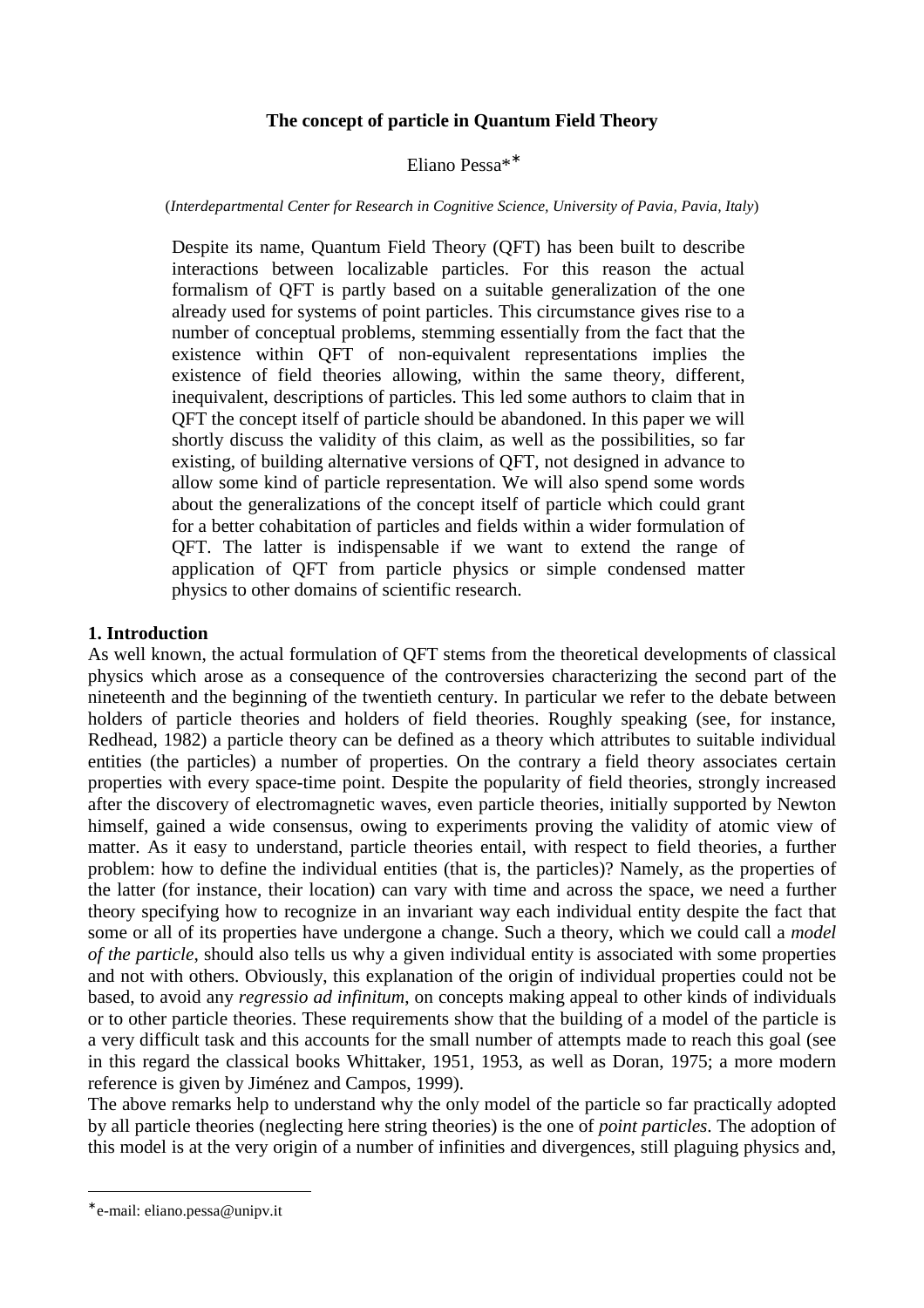# The concept of particle in Quantum Field Theory

Eliano Pessa*

(*Interdepartmental Center for Research in Cognitive Science, University of Pavia, Pavia, Italy*)

Despite its name, Quantum Field Theory (QFT) has been built to describe interactions between localizable particles. For this reason the actual formalism of QFT is partly based on a suitable generalization of the one already used for systems of point particles. This circumstance gives rise to a number of conceptual problems, stemming essentially from the fact that the existence within QFT of non-equivalent representations implies the existence of field theories allowing, within the same theory, different, inequivalent, descriptions of particles. This led some authors to claim that in QFT the concept itself of particle should be abandoned. In this paper we will shortly discuss the validity of this claim, as well as the possibilities, so far existing, of building alternative versions of QFT, not designed in advance to allow some kind of particle representation. We will also spend some words about the generalizations of the concept itself of particle which could grant for a better cohabitation of particles and fields within a wider formulation of QFT. The latter is indispensable if we want to extend the range of application of QFT from particle physics or simple condensed matter physics to other domains of scientific research.

## 1. Introduction

As well known, the actual formulation of QFT stems from the theoretical developments of classical physics which arose as a consequence of the controversies characterizing the second part of the nineteenth and the beginning of the twentieth century. In particular we refer to the debate between holders of particle theories and holders of field theories. Roughly speaking (see, for instance, Redhead, 1982) a particle theory can be defined as a theory which attributes to suitable individual entities (the particles) a number of properties. On the contrary a field theory associates certain properties with every space-time point. Despite the popularity of field theories, strongly increased after the discovery of electromagnetic waves, even particle theories, initially supported by Newton himself, gained a wide consensus, owing to experiments proving the validity of atomic view of matter. As it easy to understand, particle theories entail, with respect to field theories, a further problem: how to define the individual entities (that is, the particles)? Namely, as the properties of the latter (for instance, their location) can vary with time and across the space, we need a further theory specifying how to recognize in an invariant way each individual entity despite the fact that some or all of its properties have undergone a change. Such a theory, which we could call a *model of the particle*, should also tells us why a given individual entity is associated with some properties and not with others. Obviously, this explanation of the origin of individual properties could not be based, to avoid any *regressio ad infinitum*, on concepts making appeal to other kinds of individuals or to other particle theories. These requirements show that the building of a model of the particle is a very difficult task and this accounts for the small number of attempts made to reach this goal (see in this regard the classical books Whittaker, 1951, 1953, as well as Doran, 1975; a more modern reference is given by Jiménez and Campos, 1999).

The above remarks help to understand why the only model of the particle so far practically adopted by all particle theories (neglecting here string theories) is the one of *point particles*. The adoption of this model is at the very origin of a number of infinities and divergences, still plaguing physics and,

---

* e-mail: eliano.pessa@unipv.it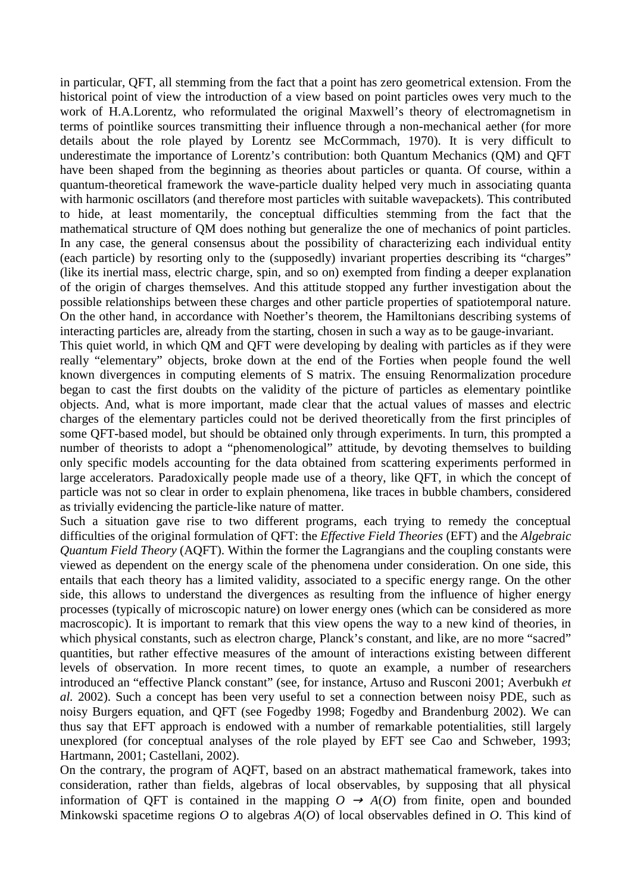in particular, QFT, all stemming from the fact that a point has zero geometrical extension. From the historical point of view the introduction of a view based on point particles owes very much to the work of H.A.Lorentz, who reformulated the original Maxwell's theory of electromagnetism in terms of pointlike sources transmitting their influence through a non-mechanical aether (for more details about the role played by Lorentz see McCormmach, 1970). It is very difficult to underestimate the importance of Lorentz's contribution: both Quantum Mechanics (QM) and QFT have been shaped from the beginning as theories about particles or quanta. Of course, within a quantum-theoretical framework the wave-particle duality helped very much in associating quanta with harmonic oscillators (and therefore most particles with suitable wavepackets). This contributed to hide, at least momentarily, the conceptual difficulties stemming from the fact that the mathematical structure of QM does nothing but generalize the one of mechanics of point particles. In any case, the general consensus about the possibility of characterizing each individual entity (each particle) by resorting only to the (supposedly) invariant properties describing its "charges" (like its inertial mass, electric charge, spin, and so on) exempted from finding a deeper explanation of the origin of charges themselves. And this attitude stopped any further investigation about the possible relationships between these charges and other particle properties of spatiotemporal nature. On the other hand, in accordance with Noether's theorem, the Hamiltonians describing systems of interacting particles are, already from the starting, chosen in such a way as to be gauge-invariant.

This quiet world, in which QM and QFT were developing by dealing with particles as if they were really "elementary" objects, broke down at the end of the Forties when people found the well known divergences in computing elements of S matrix. The ensuing Renormalization procedure began to cast the first doubts on the validity of the picture of particles as elementary pointlike objects. And, what is more important, made clear that the actual values of masses and electric charges of the elementary particles could not be derived theoretically from the first principles of some QFT-based model, but should be obtained only through experiments. In turn, this prompted a number of theorists to adopt a "phenomenological" attitude, by devoting themselves to building only specific models accounting for the data obtained from scattering experiments performed in large accelerators. Paradoxically people made use of a theory, like QFT, in which the concept of particle was not so clear in order to explain phenomena, like traces in bubble chambers, considered as trivially evidencing the particle-like nature of matter.

Such a situation gave rise to two different programs, each trying to remedy the conceptual difficulties of the original formulation of QFT: the *Effective Field Theories* (EFT) and the *Algebraic Quantum Field Theory* (AQFT). Within the former the Lagrangians and the coupling constants were viewed as dependent on the energy scale of the phenomena under consideration. On one side, this entails that each theory has a limited validity, associated to a specific energy range. On the other side, this allows to understand the divergences as resulting from the influence of higher energy processes (typically of microscopic nature) on lower energy ones (which can be considered as more macroscopic). It is important to remark that this view opens the way to a new kind of theories, in which physical constants, such as electron charge, Planck's constant, and like, are no more "sacred" quantities, but rather effective measures of the amount of interactions existing between different levels of observation. In more recent times, to quote an example, a number of researchers introduced an "effective Planck constant" (see, for instance, Artuso and Rusconi 2001; Averbukh *et al*. 2002). Such a concept has been very useful to set a connection between noisy PDE, such as noisy Burgers equation, and QFT (see Fogedby 1998; Fogedby and Brandenburg 2002). We can thus say that EFT approach is endowed with a number of remarkable potentialities, still largely unexplored (for conceptual analyses of the role played by EFT see Cao and Schweber, 1993; Hartmann, 2001; Castellani, 2002).

On the contrary, the program of AQFT, based on an abstract mathematical framework, takes into consideration, rather than fields, algebras of local observables, by supposing that all physical information of QFT is contained in the mapping $O \rightarrow A(O)$ from finite, open and bounded Minkowski spacetime regions $O$ to algebras $A(O)$ of local observables defined in $O$. This kind of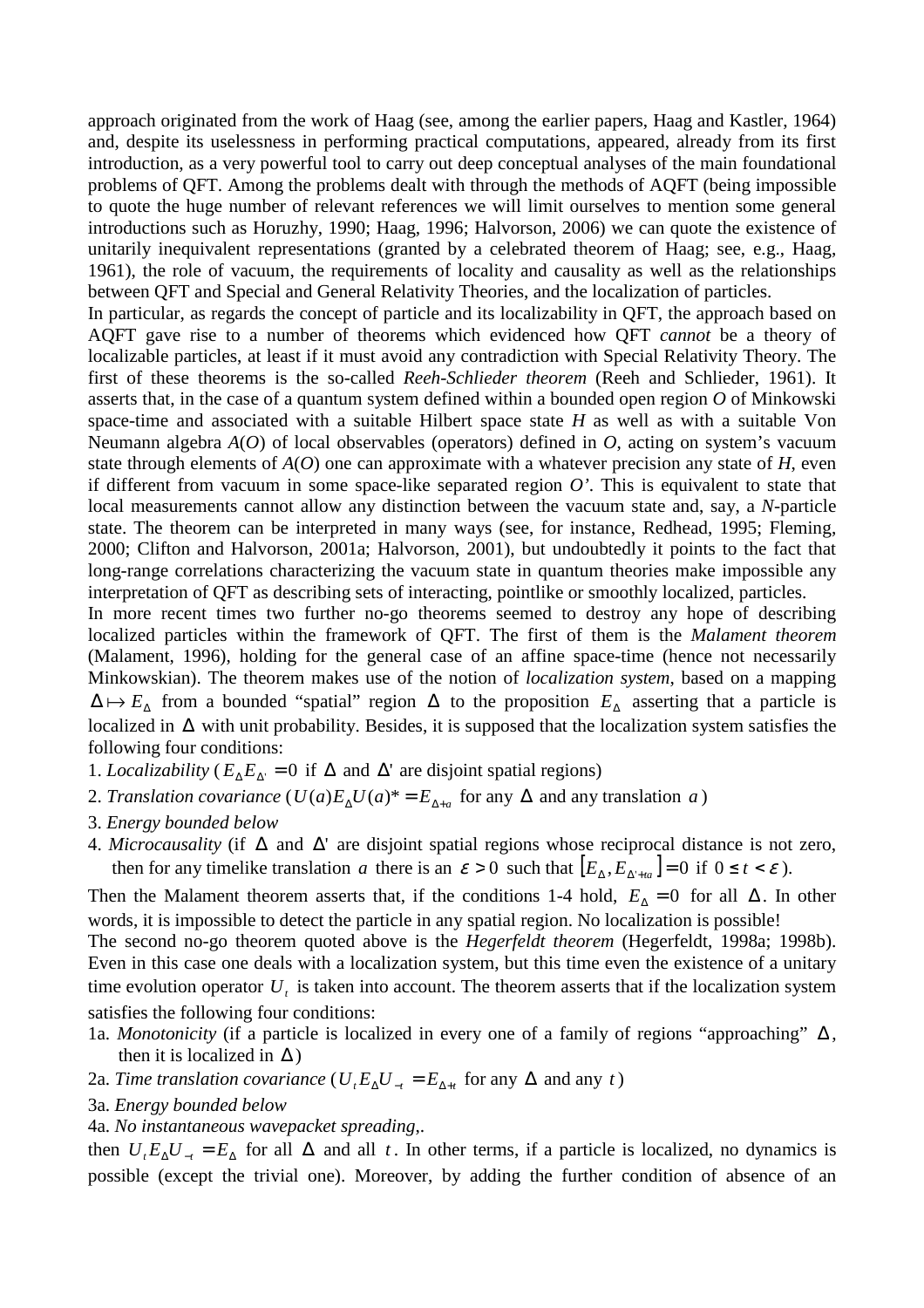approach originated from the work of Haag (see, among the earlier papers, Haag and Kastler, 1964) and, despite its uselessness in performing practical computations, appeared, already from its first introduction, as a very powerful tool to carry out deep conceptual analyses of the main foundational problems of QFT. Among the problems dealt with through the methods of AQFT (being impossible to quote the huge number of relevant references we will limit ourselves to mention some general introductions such as Horuzhy, 1990; Haag, 1996; Halvorson, 2006) we can quote the existence of unitarily inequivalent representations (granted by a celebrated theorem of Haag; see, e.g., Haag, 1961), the role of vacuum, the requirements of locality and causality as well as the relationships between QFT and Special and General Relativity Theories, and the localization of particles.

In particular, as regards the concept of particle and its localizability in QFT, the approach based on AQFT gave rise to a number of theorems which evidenced how QFT *cannot* be a theory of localizable particles, at least if it must avoid any contradiction with Special Relativity Theory. The first of these theorems is the so-called *Reeh-Schlieder theorem* (Reeh and Schlieder, 1961). It asserts that, in the case of a quantum system defined within a bounded open region *O* of Minkowski space-time and associated with a suitable Hilbert space state *H* as well as with a suitable Von Neumann algebra *A*(*O*) of local observables (operators) defined in *O*, acting on system's vacuum state through elements of *A*(*O*) one can approximate with a whatever precision any state of *H*, even if different from vacuum in some space-like separated region *O'*. This is equivalent to state that local measurements cannot allow any distinction between the vacuum state and, say, a *N*-particle state. The theorem can be interpreted in many ways (see, for instance, Redhead, 1995; Fleming, 2000; Clifton and Halvorson, 2001a; Halvorson, 2001), but undoubtedly it points to the fact that long-range correlations characterizing the vacuum state in quantum theories make impossible any interpretation of QFT as describing sets of interacting, pointlike or smoothly localized, particles.

In more recent times two further no-go theorems seemed to destroy any hope of describing localized particles within the framework of QFT. The first of them is the *Malament theorem* (Malament, 1996), holding for the general case of an affine space-time (hence not necessarily Minkowskian). The theorem makes use of the notion of *localization system*, based on a mapping $\Delta \mapsto E_\Delta$ from a bounded "spatial" region $\Delta$ to the proposition $E_\Delta$ asserting that a particle is localized in $\Delta$ with unit probability. Besides, it is supposed that the localization system satisfies the following four conditions:

1. *Localizability* ($E_\Delta E_{\Delta'} = 0$ if $\Delta$ and $\Delta'$ are disjoint spatial regions)
2. *Translation covariance* ($U(a) E_\Delta U(a)^* = E_{\Delta+a}$ for any $\Delta$ and any translation $a$)
3. *Energy bounded below*
4. *Microcausality* (if $\Delta$ and $\Delta'$ are disjoint spatial regions whose reciprocal distance is not zero, then for any timelike translation $a$ there is an $\varepsilon > 0$ such that $[E_\Delta, E_{\Delta'+ta}] = 0$ if $0 \le t < \varepsilon$).

Then the Malament theorem asserts that, if the conditions 1-4 hold, $E_\Delta = 0$ for all $\Delta$. In other words, it is impossible to detect the particle in any spatial region. No localization is possible!

The second no-go theorem quoted above is the *Hegerfeldt theorem* (Hegerfeldt, 1998a; 1998b). Even in this case one deals with a localization system, but this time even the existence of a unitary time evolution operator $U_t$ is taken into account. The theorem asserts that if the localization system satisfies the following four conditions:

1a. *Monotonicity* (if a particle is localized in every one of a family of regions "approaching" $\Delta$, then it is localized in $\Delta$)

2a. *Time translation covariance* ($U_t E_\Delta U_{-t} = E_{\Delta+t}$ for any $\Delta$ and any $t$)

3a. *Energy bounded below*

4a. *No instantaneous wavepacket spreading,*.

then $U_t E_\Delta U_{-t} = E_\Delta$ for all $\Delta$ and all $t$. In other terms, if a particle is localized, no dynamics is possible (except the trivial one). Moreover, by adding the further condition of absence of an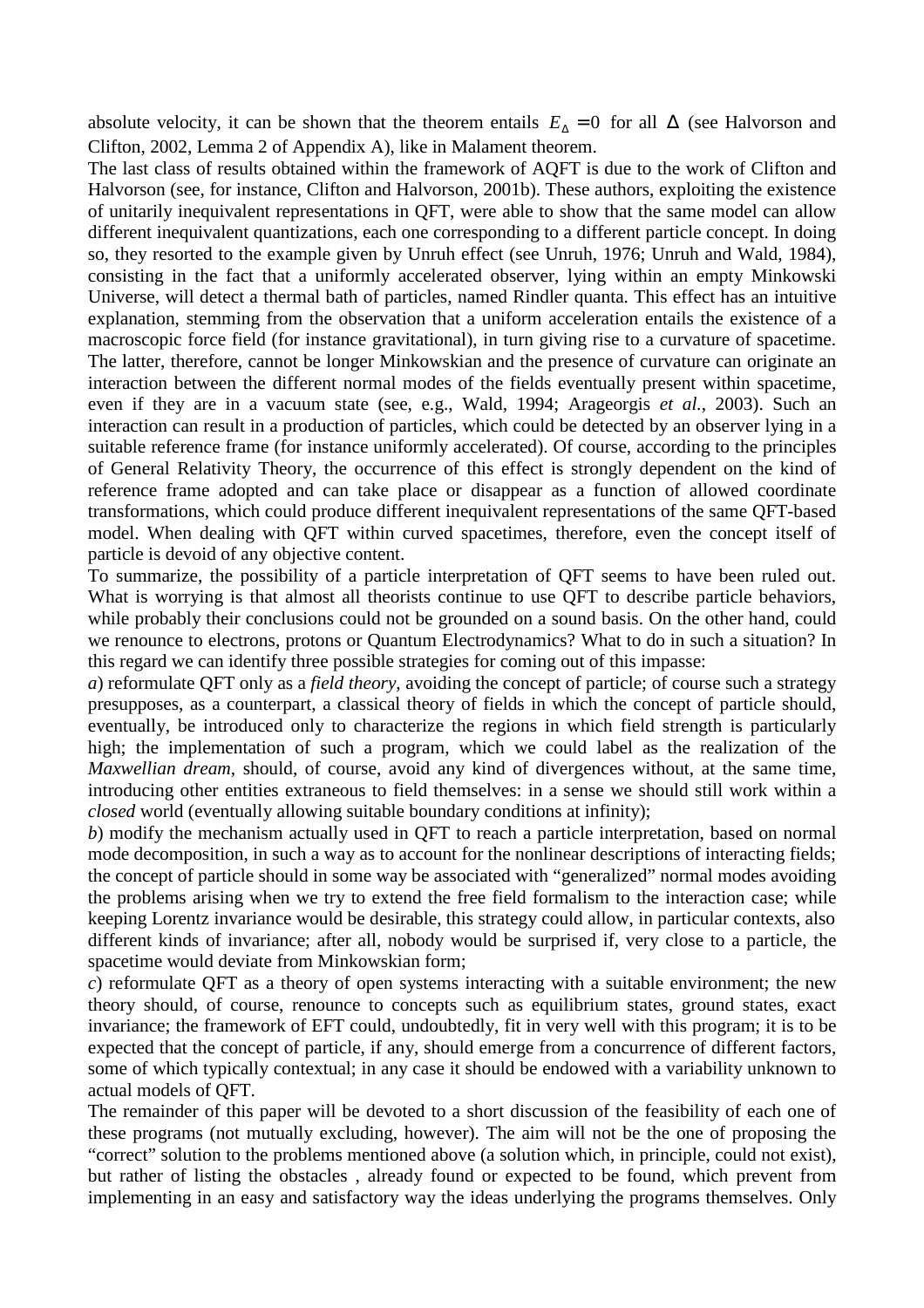absolute velocity, it can be shown that the theorem entails $E_\Delta = 0$ for all $\Delta$ (see Halvorson and Clifton, 2002, Lemma 2 of Appendix A), like in Malament theorem.

The last class of results obtained within the framework of AQFT is due to the work of Clifton and Halvorson (see, for instance, Clifton and Halvorson, 2001b). These authors, exploiting the existence of unitarily inequivalent representations in QFT, were able to show that the same model can allow different inequivalent quantizations, each one corresponding to a different particle concept. In doing so, they resorted to the example given by Unruh effect (see Unruh, 1976; Unruh and Wald, 1984), consisting in the fact that a uniformly accelerated observer, lying within an empty Minkowski Universe, will detect a thermal bath of particles, named Rindler quanta. This effect has an intuitive explanation, stemming from the observation that a uniform acceleration entails the existence of a macroscopic force field (for instance gravitational), in turn giving rise to a curvature of spacetime. The latter, therefore, cannot be longer Minkowskian and the presence of curvature can originate an interaction between the different normal modes of the fields eventually present within spacetime, even if they are in a vacuum state (see, e.g., Wald, 1994; Arageorgis *et al.*, 2003). Such an interaction can result in a production of particles, which could be detected by an observer lying in a suitable reference frame (for instance uniformly accelerated). Of course, according to the principles of General Relativity Theory, the occurrence of this effect is strongly dependent on the kind of reference frame adopted and can take place or disappear as a function of allowed coordinate transformations, which could produce different inequivalent representations of the same QFT-based model. When dealing with QFT within curved spacetimes, therefore, even the concept itself of particle is devoid of any objective content.

To summarize, the possibility of a particle interpretation of QFT seems to have been ruled out. What is worrying is that almost all theorists continue to use QFT to describe particle behaviors, while probably their conclusions could not be grounded on a sound basis. On the other hand, could we renounce to electrons, protons or Quantum Electrodynamics? What to do in such a situation? In this regard we can identify three possible strategies for coming out of this impasse:

*a*) reformulate QFT only as a *field theory*, avoiding the concept of particle; of course such a strategy presupposes, as a counterpart, a classical theory of fields in which the concept of particle should, eventually, be introduced only to characterize the regions in which field strength is particularly high; the implementation of such a program, which we could label as the realization of the *Maxwellian dream*, should, of course, avoid any kind of divergences without, at the same time, introducing other entities extraneous to field themselves: in a sense we should still work within a *closed* world (eventually allowing suitable boundary conditions at infinity);

*b*) modify the mechanism actually used in QFT to reach a particle interpretation, based on normal mode decomposition, in such a way as to account for the nonlinear descriptions of interacting fields; the concept of particle should in some way be associated with "generalized" normal modes avoiding the problems arising when we try to extend the free field formalism to the interaction case; while keeping Lorentz invariance would be desirable, this strategy could allow, in particular contexts, also different kinds of invariance; after all, nobody would be surprised if, very close to a particle, the spacetime would deviate from Minkowskian form;

*c*) reformulate QFT as a theory of open systems interacting with a suitable environment; the new theory should, of course, renounce to concepts such as equilibrium states, ground states, exact invariance; the framework of EFT could, undoubtedly, fit in very well with this program; it is to be expected that the concept of particle, if any, should emerge from a concurrence of different factors, some of which typically contextual; in any case it should be endowed with a variability unknown to actual models of QFT.

The remainder of this paper will be devoted to a short discussion of the feasibility of each one of these programs (not mutually excluding, however). The aim will not be the one of proposing the "correct" solution to the problems mentioned above (a solution which, in principle, could not exist), but rather of listing the obstacles , already found or expected to be found, which prevent from implementing in an easy and satisfactory way the ideas underlying the programs themselves. Only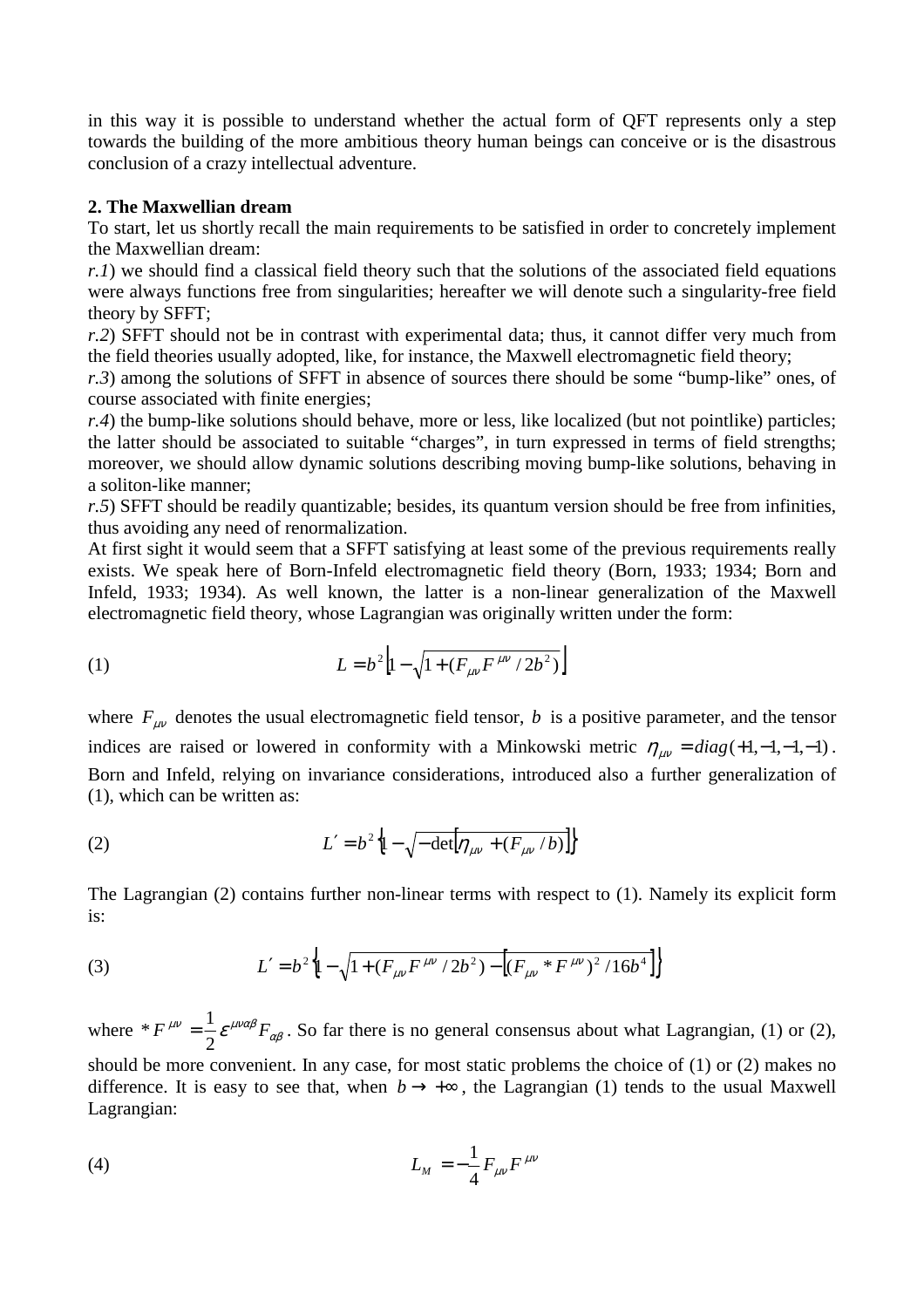in this way it is possible to understand whether the actual form of QFT represents only a step towards the building of the more ambitious theory human beings can conceive or is the disastrous conclusion of a crazy intellectual adventure.

**2. The Maxwellian dream**

To start, let us shortly recall the main requirements to be satisfied in order to concretely implement the Maxwellian dream:

*r.1*) we should find a classical field theory such that the solutions of the associated field equations were always functions free from singularities; hereafter we will denote such a singularity-free field theory by SFFT;

*r.2*) SFFT should not be in contrast with experimental data; thus, it cannot differ very much from the field theories usually adopted, like, for instance, the Maxwell electromagnetic field theory;

*r.3*) among the solutions of SFFT in absence of sources there should be some "bump-like" ones, of course associated with finite energies;

*r.4*) the bump-like solutions should behave, more or less, like localized (but not pointlike) particles; the latter should be associated to suitable "charges", in turn expressed in terms of field strengths; moreover, we should allow dynamic solutions describing moving bump-like solutions, behaving in a soliton-like manner;

*r.5*) SFFT should be readily quantizable; besides, its quantum version should be free from infinities, thus avoiding any need of renormalization.

At first sight it would seem that a SFFT satisfying at least some of the previous requirements really exists. We speak here of Born-Infeld electromagnetic field theory (Born, 1933; 1934; Born and Infeld, 1933; 1934). As well known, the latter is a non-linear generalization of the Maxwell electromagnetic field theory, whose Lagrangian was originally written under the form:

$$L = b^2 \left[ 1 - \sqrt{1 + (F_{\mu\nu} F^{\mu\nu} / 2b^2)} \right] \tag{1}$$

where $F_{\mu\nu}$ denotes the usual electromagnetic field tensor, $b$ is a positive parameter, and the tensor indices are raised or lowered in conformity with a Minkowski metric $\eta_{\mu\nu} = diag(+1,-1,-1,-1)$. Born and Infeld, relying on invariance considerations, introduced also a further generalization of (1), which can be written as:

$$L' = b^2 \left\{ 1 - \sqrt{-\det\left[ \eta_{\mu\nu} + (F_{\mu\nu} / b) \right]} \right\} \tag{2}$$

The Lagrangian (2) contains further non-linear terms with respect to (1). Namely its explicit form is:

$$L' = b^2 \left\{ 1 - \sqrt{1 + (F_{\mu\nu} F^{\mu\nu} / 2b^2) - \left[ (F_{\mu\nu} * F^{\mu\nu})^2 / 16 b^4 \right]} \right\} \tag{3}$$

where $* F^{\mu\nu} = \frac{1}{2} \varepsilon^{\mu\nu\alpha\beta} F_{\alpha\beta}$. So far there is no general consensus about what Lagrangian, (1) or (2), should be more convenient. In any case, for most static problems the choice of (1) or (2) makes no difference. It is easy to see that, when $b \to +\infty$, the Lagrangian (1) tends to the usual Maxwell Lagrangian:

$$L_M = -\frac{1}{4} F_{\mu\nu} F^{\mu\nu} \tag{4}$$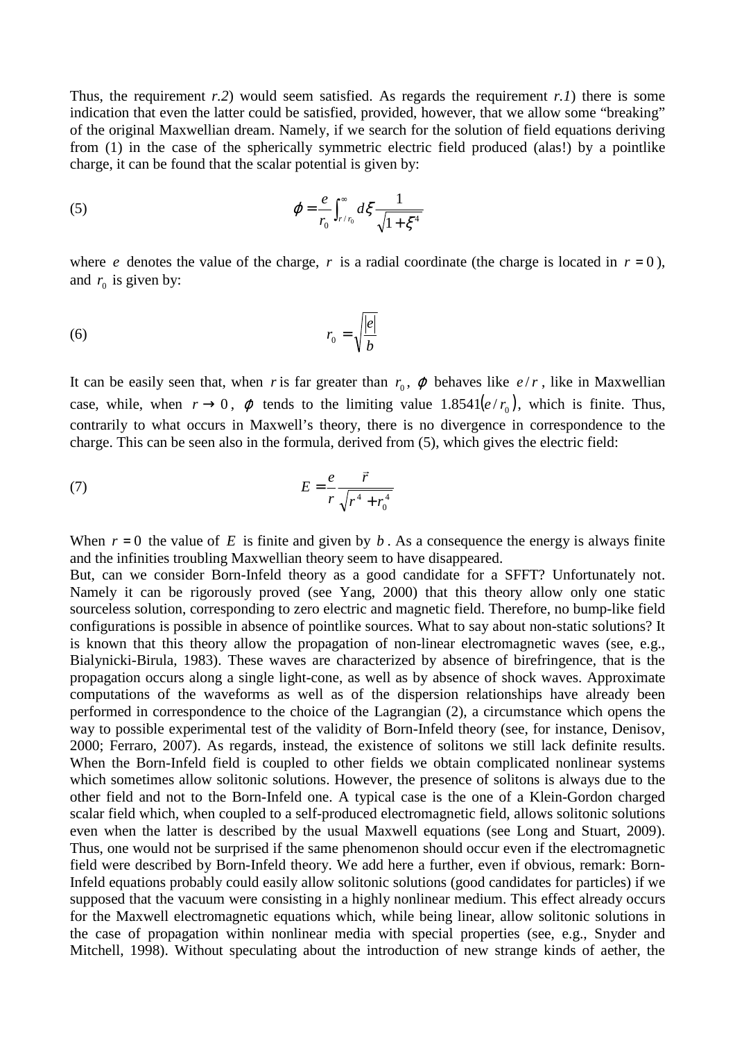Thus, the requirement *r.2*) would seem satisfied. As regards the requirement *r.1*) there is some indication that even the latter could be satisfied, provided, however, that we allow some "breaking" of the original Maxwellian dream. Namely, if we search for the solution of field equations deriving from (1) in the case of the spherically symmetric electric field produced (alas!) by a pointlike charge, it can be found that the scalar potential is given by:

$$\varphi = \frac{e}{r_0} \int_{r/r_0}^{\infty} d\xi \frac{1}{\sqrt{1+\xi^4}} \tag{5}$$

where $e$ denotes the value of the charge, $r$ is a radial coordinate (the charge is located in $r = 0$), and $r_0$ is given by:

$$r_0 = \sqrt{\frac{|e|}{b}} \tag{6}$$

It can be easily seen that, when $r$ is far greater than $r_0$, $\varphi$ behaves like $e/r$, like in Maxwellian case, while, when $r \to 0$, $\varphi$ tends to the limiting value $1.8541(e/r_0)$, which is finite. Thus, contrarily to what occurs in Maxwell's theory, there is no divergence in correspondence to the charge. This can be seen also in the formula, derived from (5), which gives the electric field:

$$E = \frac{e}{r} \frac{\vec{r}}{\sqrt{r^4 + r_0^4}} \tag{7}$$

When $r = 0$ the value of $E$ is finite and given by $b$. As a consequence the energy is always finite and the infinities troubling Maxwellian theory seem to have disappeared.

But, can we consider Born-Infeld theory as a good candidate for a SFFT? Unfortunately not. Namely it can be rigorously proved (see Yang, 2000) that this theory allow only one static sourceless solution, corresponding to zero electric and magnetic field. Therefore, no bump-like field configurations is possible in absence of pointlike sources. What to say about non-static solutions? It is known that this theory allow the propagation of non-linear electromagnetic waves (see, e.g., Bialynicki-Birula, 1983). These waves are characterized by absence of birefringence, that is the propagation occurs along a single light-cone, as well as by absence of shock waves. Approximate computations of the waveforms as well as of the dispersion relationships have already been performed in correspondence to the choice of the Lagrangian (2), a circumstance which opens the way to possible experimental test of the validity of Born-Infeld theory (see, for instance, Denisov, 2000; Ferraro, 2007). As regards, instead, the existence of solitons we still lack definite results. When the Born-Infeld field is coupled to other fields we obtain complicated nonlinear systems which sometimes allow solitonic solutions. However, the presence of solitons is always due to the other field and not to the Born-Infeld one. A typical case is the one of a Klein-Gordon charged scalar field which, when coupled to a self-produced electromagnetic field, allows solitonic solutions even when the latter is described by the usual Maxwell equations (see Long and Stuart, 2009). Thus, one would not be surprised if the same phenomenon should occur even if the electromagnetic field were described by Born-Infeld theory. We add here a further, even if obvious, remark: Born-Infeld equations probably could easily allow solitonic solutions (good candidates for particles) if we supposed that the vacuum were consisting in a highly nonlinear medium. This effect already occurs for the Maxwell electromagnetic equations which, while being linear, allow solitonic solutions in the case of propagation within nonlinear media with special properties (see, e.g., Snyder and Mitchell, 1998). Without speculating about the introduction of new strange kinds of aether, the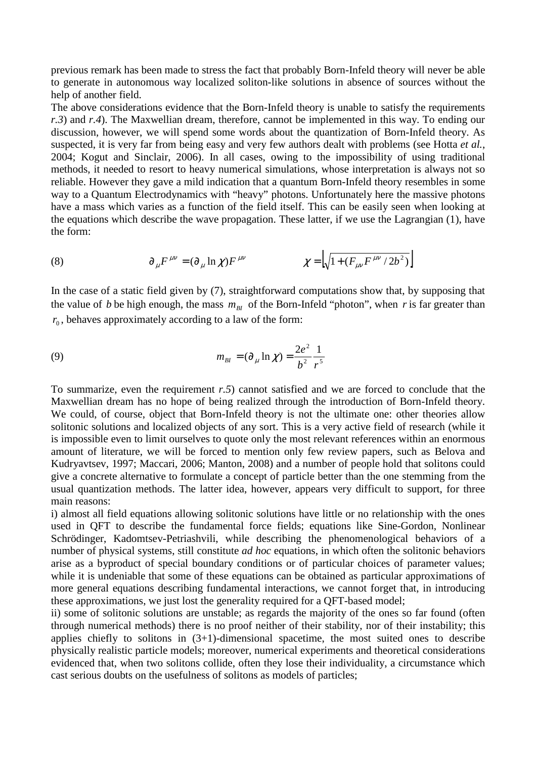previous remark has been made to stress the fact that probably Born-Infeld theory will never be able to generate in autonomous way localized soliton-like solutions in absence of sources without the help of another field.

The above considerations evidence that the Born-Infeld theory is unable to satisfy the requirements *r.3*) and *r.4*). The Maxwellian dream, therefore, cannot be implemented in this way. To ending our discussion, however, we will spend some words about the quantization of Born-Infeld theory. As suspected, it is very far from being easy and very few authors dealt with problems (see Hotta *et al.*, 2004; Kogut and Sinclair, 2006). In all cases, owing to the impossibility of using traditional methods, it needed to resort to heavy numerical simulations, whose interpretation is always not so reliable. However they gave a mild indication that a quantum Born-Infeld theory resembles in some way to a Quantum Electrodynamics with "heavy" photons. Unfortunately here the massive photons have a mass which varies as a function of the field itself. This can be easily seen when looking at the equations which describe the wave propagation. These latter, if we use the Lagrangian (1), have the form:

$$\text{(8)} \qquad \partial_{\mu} F^{\mu\nu} = (\partial_{\mu} \ln \chi) F^{\mu\nu} \qquad\qquad \chi = \left\lfloor \sqrt{1 + (F_{\mu\nu} F^{\mu\nu} / 2b^2)} \right\rfloor$$

In the case of a static field given by (7), straightforward computations show that, by supposing that the value of $b$ be high enough, the mass $m_{BI}$ of the Born-Infeld "photon", when $r$ is far greater than $r_0$, behaves approximately according to a law of the form:

$$\text{(9)} \qquad m_{BI} = (\partial_{\mu} \ln \chi) = \frac{2e^2}{b^2} \frac{1}{r^5}$$

To summarize, even the requirement *r.5*) cannot satisfied and we are forced to conclude that the Maxwellian dream has no hope of being realized through the introduction of Born-Infeld theory. We could, of course, object that Born-Infeld theory is not the ultimate one: other theories allow solitonic solutions and localized objects of any sort. This is a very active field of research (while it is impossible even to limit ourselves to quote only the most relevant references within an enormous amount of literature, we will be forced to mention only few review papers, such as Belova and Kudryavtsev, 1997; Maccari, 2006; Manton, 2008) and a number of people hold that solitons could give a concrete alternative to formulate a concept of particle better than the one stemming from the usual quantization methods. The latter idea, however, appears very difficult to support, for three main reasons:

i) almost all field equations allowing solitonic solutions have little or no relationship with the ones used in QFT to describe the fundamental force fields; equations like Sine-Gordon, Nonlinear Schrödinger, Kadomtsev-Petriashvili, while describing the phenomenological behaviors of a number of physical systems, still constitute *ad hoc* equations, in which often the solitonic behaviors arise as a byproduct of special boundary conditions or of particular choices of parameter values; while it is undeniable that some of these equations can be obtained as particular approximations of more general equations describing fundamental interactions, we cannot forget that, in introducing these approximations, we just lost the generality required for a QFT-based model;

ii) some of solitonic solutions are unstable; as regards the majority of the ones so far found (often through numerical methods) there is no proof neither of their stability, nor of their instability; this applies chiefly to solitons in (3+1)-dimensional spacetime, the most suited ones to describe physically realistic particle models; moreover, numerical experiments and theoretical considerations evidenced that, when two solitons collide, often they lose their individuality, a circumstance which cast serious doubts on the usefulness of solitons as models of particles;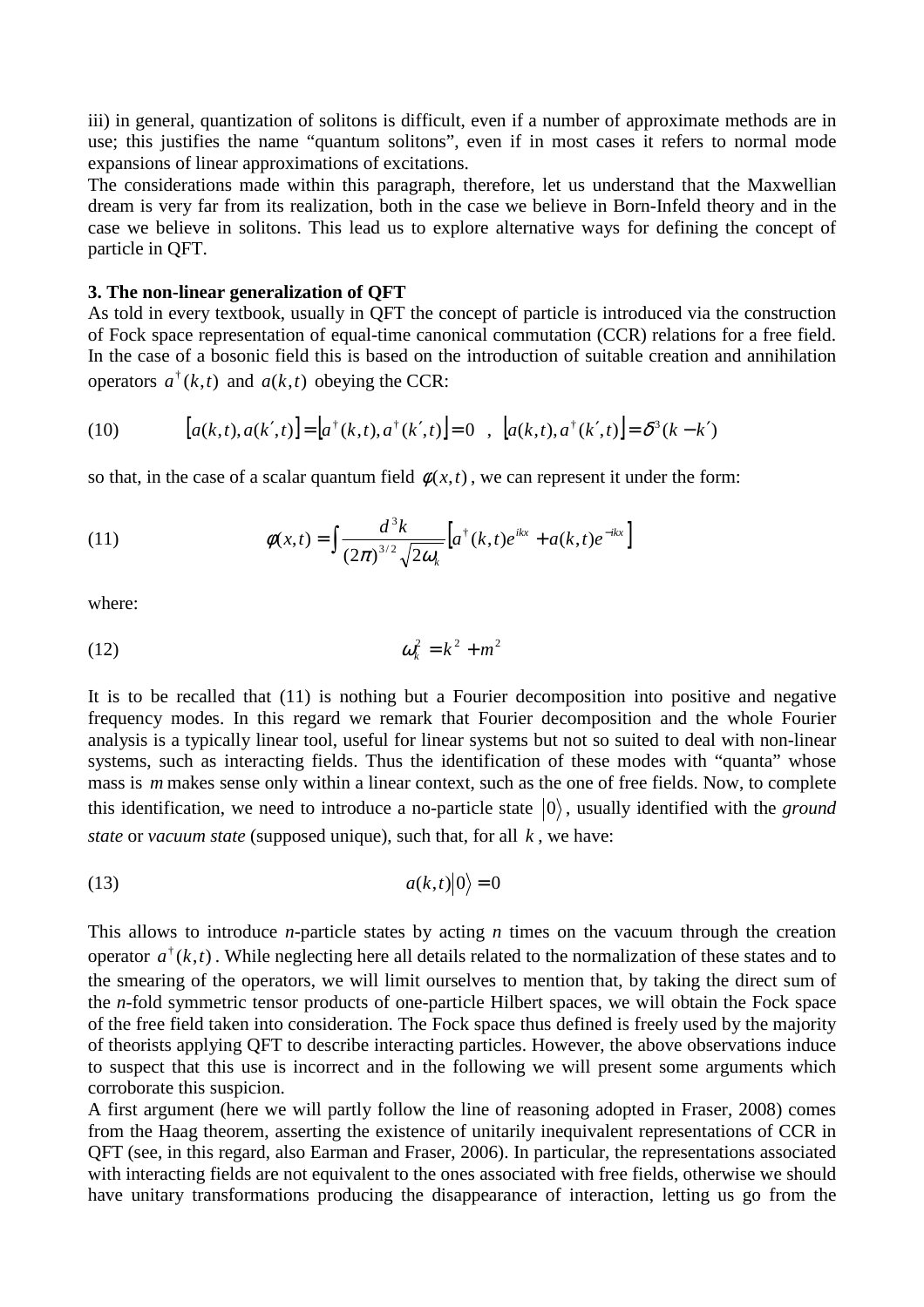iii) in general, quantization of solitons is difficult, even if a number of approximate methods are in use; this justifies the name "quantum solitons", even if in most cases it refers to normal mode expansions of linear approximations of excitations.

The considerations made within this paragraph, therefore, let us understand that the Maxwellian dream is very far from its realization, both in the case we believe in Born-Infeld theory and in the case we believe in solitons. This lead us to explore alternative ways for defining the concept of particle in QFT.

**3. The non-linear generalization of QFT**

As told in every textbook, usually in QFT the concept of particle is introduced via the construction of Fock space representation of equal-time canonical commutation (CCR) relations for a free field. In the case of a bosonic field this is based on the introduction of suitable creation and annihilation operators $a^{\dagger}(k,t)$ and $a(k,t)$ obeying the CCR:

$$(10) \qquad [a(k,t),a(k',t)] = [a^{\dagger}(k,t),a^{\dagger}(k',t)] = 0 \;\;,\;\; [a(k,t),a^{\dagger}(k',t)] = \delta^{3}(k-k')$$

so that, in the case of a scalar quantum field $\phi(x,t)$, we can represent it under the form:

$$(11) \qquad \phi(x,t) = \int \frac{d^{3}k}{(2\pi)^{3/2}\sqrt{2\omega_{k}}}\left[a^{\dagger}(k,t)e^{ikx} + a(k,t)e^{-ikx}\right]$$

where:

$$(12) \qquad \omega_{k}^{2} = k^{2} + m^{2}$$

It is to be recalled that (11) is nothing but a Fourier decomposition into positive and negative frequency modes. In this regard we remark that Fourier decomposition and the whole Fourier analysis is a typically linear tool, useful for linear systems but not so suited to deal with non-linear systems, such as interacting fields. Thus the identification of these modes with "quanta" whose mass is $m$ makes sense only within a linear context, such as the one of free fields. Now, to complete this identification, we need to introduce a no-particle state $|0\rangle$, usually identified with the *ground state* or *vacuum state* (supposed unique), such that, for all $k$, we have:

$$(13) \qquad a(k,t)|0\rangle = 0$$

This allows to introduce *n*-particle states by acting *n* times on the vacuum through the creation operator $a^{\dagger}(k,t)$. While neglecting here all details related to the normalization of these states and to the smearing of the operators, we will limit ourselves to mention that, by taking the direct sum of the *n*-fold symmetric tensor products of one-particle Hilbert spaces, we will obtain the Fock space of the free field taken into consideration. The Fock space thus defined is freely used by the majority of theorists applying QFT to describe interacting particles. However, the above observations induce to suspect that this use is incorrect and in the following we will present some arguments which corroborate this suspicion.

A first argument (here we will partly follow the line of reasoning adopted in Fraser, 2008) comes from the Haag theorem, asserting the existence of unitarily inequivalent representations of CCR in QFT (see, in this regard, also Earman and Fraser, 2006). In particular, the representations associated with interacting fields are not equivalent to the ones associated with free fields, otherwise we should have unitary transformations producing the disappearance of interaction, letting us go from the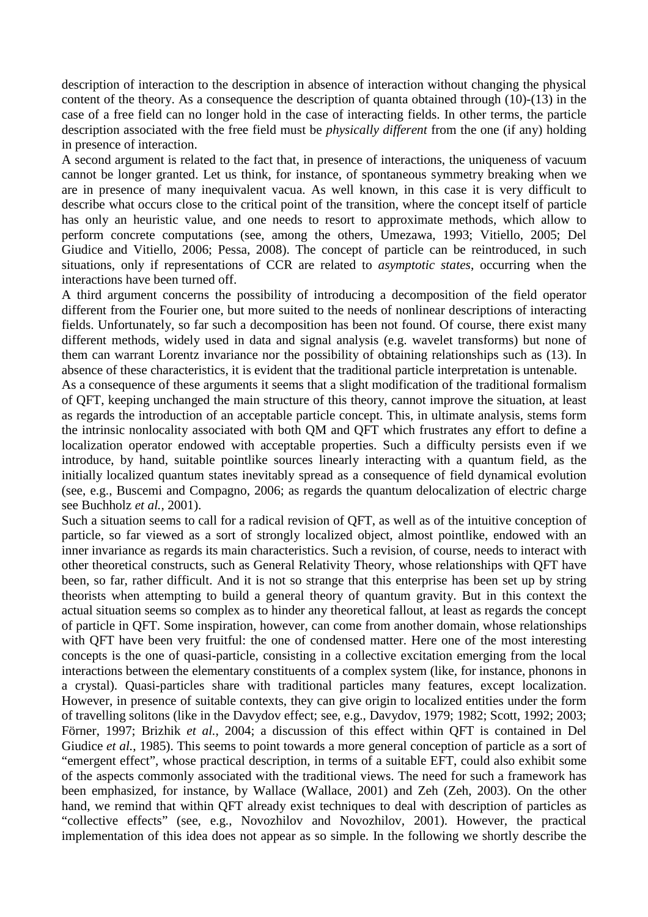description of interaction to the description in absence of interaction without changing the physical content of the theory. As a consequence the description of quanta obtained through (10)-(13) in the case of a free field can no longer hold in the case of interacting fields. In other terms, the particle description associated with the free field must be *physically different* from the one (if any) holding in presence of interaction.

A second argument is related to the fact that, in presence of interactions, the uniqueness of vacuum cannot be longer granted. Let us think, for instance, of spontaneous symmetry breaking when we are in presence of many inequivalent vacua. As well known, in this case it is very difficult to describe what occurs close to the critical point of the transition, where the concept itself of particle has only an heuristic value, and one needs to resort to approximate methods, which allow to perform concrete computations (see, among the others, Umezawa, 1993; Vitiello, 2005; Del Giudice and Vitiello, 2006; Pessa, 2008). The concept of particle can be reintroduced, in such situations, only if representations of CCR are related to *asymptotic states*, occurring when the interactions have been turned off.

A third argument concerns the possibility of introducing a decomposition of the field operator different from the Fourier one, but more suited to the needs of nonlinear descriptions of interacting fields. Unfortunately, so far such a decomposition has been not found. Of course, there exist many different methods, widely used in data and signal analysis (e.g. wavelet transforms) but none of them can warrant Lorentz invariance nor the possibility of obtaining relationships such as (13). In absence of these characteristics, it is evident that the traditional particle interpretation is untenable.

As a consequence of these arguments it seems that a slight modification of the traditional formalism of QFT, keeping unchanged the main structure of this theory, cannot improve the situation, at least as regards the introduction of an acceptable particle concept. This, in ultimate analysis, stems form the intrinsic nonlocality associated with both QM and QFT which frustrates any effort to define a localization operator endowed with acceptable properties. Such a difficulty persists even if we introduce, by hand, suitable pointlike sources linearly interacting with a quantum field, as the initially localized quantum states inevitably spread as a consequence of field dynamical evolution (see, e.g., Buscemi and Compagno, 2006; as regards the quantum delocalization of electric charge see Buchholz *et al.*, 2001).

Such a situation seems to call for a radical revision of QFT, as well as of the intuitive conception of particle, so far viewed as a sort of strongly localized object, almost pointlike, endowed with an inner invariance as regards its main characteristics. Such a revision, of course, needs to interact with other theoretical constructs, such as General Relativity Theory, whose relationships with QFT have been, so far, rather difficult. And it is not so strange that this enterprise has been set up by string theorists when attempting to build a general theory of quantum gravity. But in this context the actual situation seems so complex as to hinder any theoretical fallout, at least as regards the concept of particle in QFT. Some inspiration, however, can come from another domain, whose relationships with QFT have been very fruitful: the one of condensed matter. Here one of the most interesting concepts is the one of quasi-particle, consisting in a collective excitation emerging from the local interactions between the elementary constituents of a complex system (like, for instance, phonons in a crystal). Quasi-particles share with traditional particles many features, except localization. However, in presence of suitable contexts, they can give origin to localized entities under the form of travelling solitons (like in the Davydov effect; see, e.g., Davydov, 1979; 1982; Scott, 1992; 2003; Förner, 1997; Brizhik *et al.*, 2004; a discussion of this effect within QFT is contained in Del Giudice *et al.*, 1985). This seems to point towards a more general conception of particle as a sort of "emergent effect", whose practical description, in terms of a suitable EFT, could also exhibit some of the aspects commonly associated with the traditional views. The need for such a framework has been emphasized, for instance, by Wallace (Wallace, 2001) and Zeh (Zeh, 2003). On the other hand, we remind that within QFT already exist techniques to deal with description of particles as "collective effects" (see, e.g., Novozhilov and Novozhilov, 2001). However, the practical implementation of this idea does not appear as so simple. In the following we shortly describe the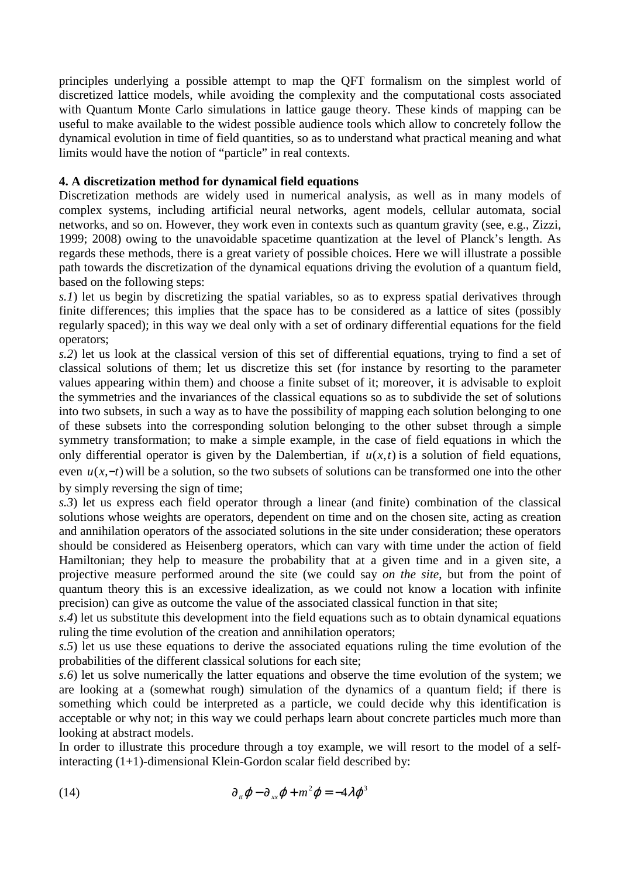principles underlying a possible attempt to map the QFT formalism on the simplest world of discretized lattice models, while avoiding the complexity and the computational costs associated with Quantum Monte Carlo simulations in lattice gauge theory. These kinds of mapping can be useful to make available to the widest possible audience tools which allow to concretely follow the dynamical evolution in time of field quantities, so as to understand what practical meaning and what limits would have the notion of "particle" in real contexts.

**4. A discretization method for dynamical field equations**

Discretization methods are widely used in numerical analysis, as well as in many models of complex systems, including artificial neural networks, agent models, cellular automata, social networks, and so on. However, they work even in contexts such as quantum gravity (see, e.g., Zizzi, 1999; 2008) owing to the unavoidable spacetime quantization at the level of Planck's length. As regards these methods, there is a great variety of possible choices. Here we will illustrate a possible path towards the discretization of the dynamical equations driving the evolution of a quantum field, based on the following steps:

*s.1*) let us begin by discretizing the spatial variables, so as to express spatial derivatives through finite differences; this implies that the space has to be considered as a lattice of sites (possibly regularly spaced); in this way we deal only with a set of ordinary differential equations for the field operators;

*s.2*) let us look at the classical version of this set of differential equations, trying to find a set of classical solutions of them; let us discretize this set (for instance by resorting to the parameter values appearing within them) and choose a finite subset of it; moreover, it is advisable to exploit the symmetries and the invariances of the classical equations so as to subdivide the set of solutions into two subsets, in such a way as to have the possibility of mapping each solution belonging to one of these subsets into the corresponding solution belonging to the other subset through a simple symmetry transformation; to make a simple example, in the case of field equations in which the only differential operator is given by the Dalembertian, if $u(x,t)$ is a solution of field equations, even $u(x,-t)$ will be a solution, so the two subsets of solutions can be transformed one into the other by simply reversing the sign of time;

*s.3*) let us express each field operator through a linear (and finite) combination of the classical solutions whose weights are operators, dependent on time and on the chosen site, acting as creation and annihilation operators of the associated solutions in the site under consideration; these operators should be considered as Heisenberg operators, which can vary with time under the action of field Hamiltonian; they help to measure the probability that at a given time and in a given site, a projective measure performed around the site (we could say *on the site*, but from the point of quantum theory this is an excessive idealization, as we could not know a location with infinite precision) can give as outcome the value of the associated classical function in that site;

*s.4*) let us substitute this development into the field equations such as to obtain dynamical equations ruling the time evolution of the creation and annihilation operators;

*s.5*) let us use these equations to derive the associated equations ruling the time evolution of the probabilities of the different classical solutions for each site;

*s.6*) let us solve numerically the latter equations and observe the time evolution of the system; we are looking at a (somewhat rough) simulation of the dynamics of a quantum field; if there is something which could be interpreted as a particle, we could decide why this identification is acceptable or why not; in this way we could perhaps learn about concrete particles much more than looking at abstract models.

In order to illustrate this procedure through a toy example, we will resort to the model of a self-interacting (1+1)-dimensional Klein-Gordon scalar field described by:

$$\partial_{tt}\varphi - \partial_{xx}\varphi + m^2\varphi = -4\lambda\varphi^3 \tag{14}$$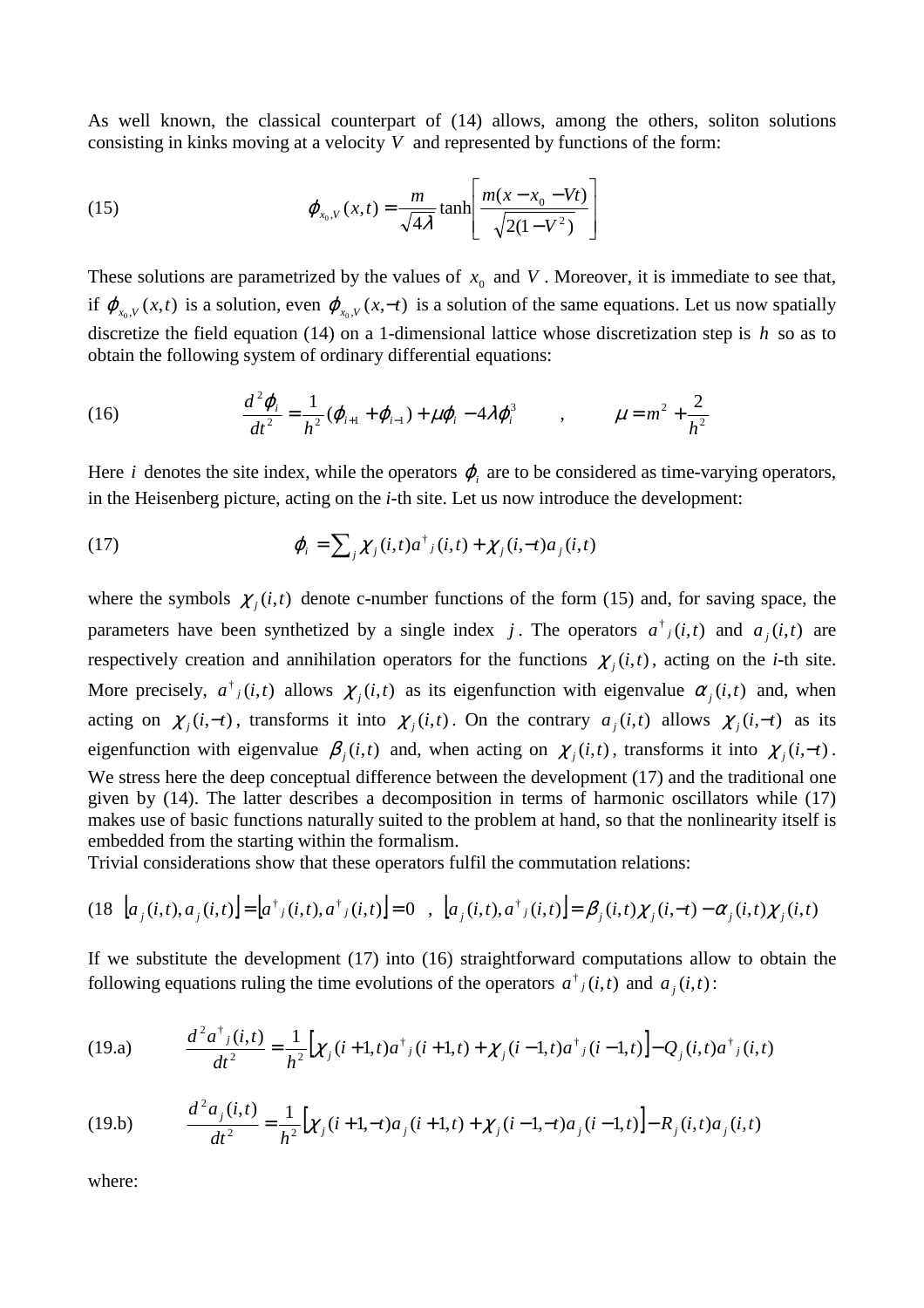As well known, the classical counterpart of (14) allows, among the others, soliton solutions consisting in kinks moving at a velocity $V$ and represented by functions of the form:

$$\phi_{x_0,V}(x,t) = \frac{m}{\sqrt{4\lambda}} \tanh\left[\frac{m(x - x_0 - Vt)}{\sqrt{2(1-V^2)}}\right] \tag{15}$$

These solutions are parametrized by the values of $x_0$ and $V$. Moreover, it is immediate to see that, if $\phi_{x_0,V}(x,t)$ is a solution, even $\phi_{x_0,V}(x,-t)$ is a solution of the same equations. Let us now spatially discretize the field equation (14) on a 1-dimensional lattice whose discretization step is $h$ so as to obtain the following system of ordinary differential equations:

$$\frac{d^2\phi_i}{dt^2} = \frac{1}{h^2}(\phi_{i+1} + \phi_{i-1}) + \mu\phi_i - 4\lambda\phi_i^3 \qquad , \qquad \mu = m^2 + \frac{2}{h^2} \tag{16}$$

Here $i$ denotes the site index, while the operators $\phi_i$ are to be considered as time-varying operators, in the Heisenberg picture, acting on the *i*-th site. Let us now introduce the development:

$$\phi_i = \sum_j \chi_j(i,t) a^\dagger{}_j(i,t) + \chi_j(i,-t) a_j(i,t) \tag{17}$$

where the symbols $\chi_j(i,t)$ denote c-number functions of the form (15) and, for saving space, the parameters have been synthetized by a single index $j$. The operators $a^\dagger{}_j(i,t)$ and $a_j(i,t)$ are respectively creation and annihilation operators for the functions $\chi_j(i,t)$, acting on the *i*-th site. More precisely, $a^\dagger{}_j(i,t)$ allows $\chi_j(i,t)$ as its eigenfunction with eigenvalue $\alpha_j(i,t)$ and, when acting on $\chi_j(i,-t)$, transforms it into $\chi_j(i,t)$. On the contrary $a_j(i,t)$ allows $\chi_j(i,-t)$ as its eigenfunction with eigenvalue $\beta_j(i,t)$ and, when acting on $\chi_j(i,t)$, transforms it into $\chi_j(i,-t)$.
We stress here the deep conceptual difference between the development (17) and the traditional one given by (14). The latter describes a decomposition in terms of harmonic oscillators while (17) makes use of basic functions naturally suited to the problem at hand, so that the nonlinearity itself is embedded from the starting within the formalism.
Trivial considerations show that these operators fulfil the commutation relations:

$$[a_j(i,t), a_j(i,t)] = [a^\dagger{}_j(i,t), a^\dagger{}_j(i,t)] = 0 \quad , \quad [a_j(i,t), a^\dagger{}_j(i,t)] = \beta_j(i,t)\chi_j(i,-t) - \alpha_j(i,t)\chi_j(i,t) \tag{18}$$

If we substitute the development (17) into (16) straightforward computations allow to obtain the following equations ruling the time evolutions of the operators $a^\dagger{}_j(i,t)$ and $a_j(i,t)$:

$$\frac{d^2 a^\dagger{}_j(i,t)}{dt^2} = \frac{1}{h^2}\left[\chi_j(i+1,t)a^\dagger{}_j(i+1,t) + \chi_j(i-1,t)a^\dagger{}_j(i-1,t)\right] - Q_j(i,t)a^\dagger{}_j(i,t) \tag{19.a}$$

$$\frac{d^2 a_j(i,t)}{dt^2} = \frac{1}{h^2}\left[\chi_j(i+1,-t)a_j(i+1,t) + \chi_j(i-1,-t)a_j(i-1,t)\right] - R_j(i,t)a_j(i,t) \tag{19.b}$$

where: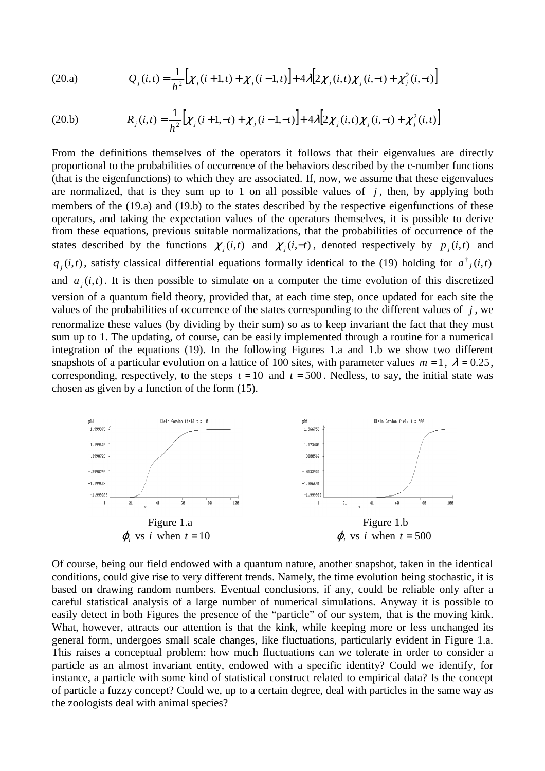$$Q_j(i,t) = \frac{1}{h^2}\left[\chi_j(i+1,t) + \chi_j(i-1,t)\right] + 4\lambda\left[2\chi_j(i,t)\chi_j(i,-t) + \chi_j^2(i,-t)\right] \tag{20.a}$$

$$R_j(i,t) = \frac{1}{h^2}\left[\chi_j(i+1,-t) + \chi_j(i-1,-t)\right] + 4\lambda\left[2\chi_j(i,t)\chi_j(i,-t) + \chi_j^2(i,t)\right] \tag{20.b}$$

From the definitions themselves of the operators it follows that their eigenvalues are directly proportional to the probabilities of occurrence of the behaviors described by the c-number functions (that is the eigenfunctions) to which they are associated. If, now, we assume that these eigenvalues are normalized, that is they sum up to 1 on all possible values of $j$, then, by applying both members of the (19.a) and (19.b) to the states described by the respective eigenfunctions of these operators, and taking the expectation values of the operators themselves, it is possible to derive from these equations, previous suitable normalizations, that the probabilities of occurrence of the states described by the functions $\chi_j(i,t)$ and $\chi_j(i,-t)$, denoted respectively by $p_j(i,t)$ and $q_j(i,t)$, satisfy classical differential equations formally identical to the (19) holding for $a^{\dagger}{}_j(i,t)$ and $a_j(i,t)$. It is then possible to simulate on a computer the time evolution of this discretized version of a quantum field theory, provided that, at each time step, once updated for each site the values of the probabilities of occurrence of the states corresponding to the different values of $j$, we renormalize these values (by dividing by their sum) so as to keep invariant the fact that they must sum up to 1. The updating, of course, can be easily implemented through a routine for a numerical integration of the equations (19). In the following Figures 1.a and 1.b we show two different snapshots of a particular evolution on a lattice of 100 sites, with parameter values $m = 1$, $\lambda = 0.25$, corresponding, respectively, to the steps $t = 10$ and $t = 500$. Nedless, to say, the initial state was chosen as given by a function of the form (15).

Figure 1.a
$\varphi_i$ vs $i$ when $t = 10$

Figure 1.b
$\varphi_i$ vs $i$ when $t = 500$

Of course, being our field endowed with a quantum nature, another snapshot, taken in the identical conditions, could give rise to very different trends. Namely, the time evolution being stochastic, it is based on drawing random numbers. Eventual conclusions, if any, could be reliable only after a careful statistical analysis of a large number of numerical simulations. Anyway it is possible to easily detect in both Figures the presence of the "particle" of our system, that is the moving kink. What, however, attracts our attention is that the kink, while keeping more or less unchanged its general form, undergoes small scale changes, like fluctuations, particularly evident in Figure 1.a. This raises a conceptual problem: how much fluctuations can we tolerate in order to consider a particle as an almost invariant entity, endowed with a specific identity? Could we identify, for instance, a particle with some kind of statistical construct related to empirical data? Is the concept of particle a fuzzy concept? Could we, up to a certain degree, deal with particles in the same way as the zoologists deal with animal species?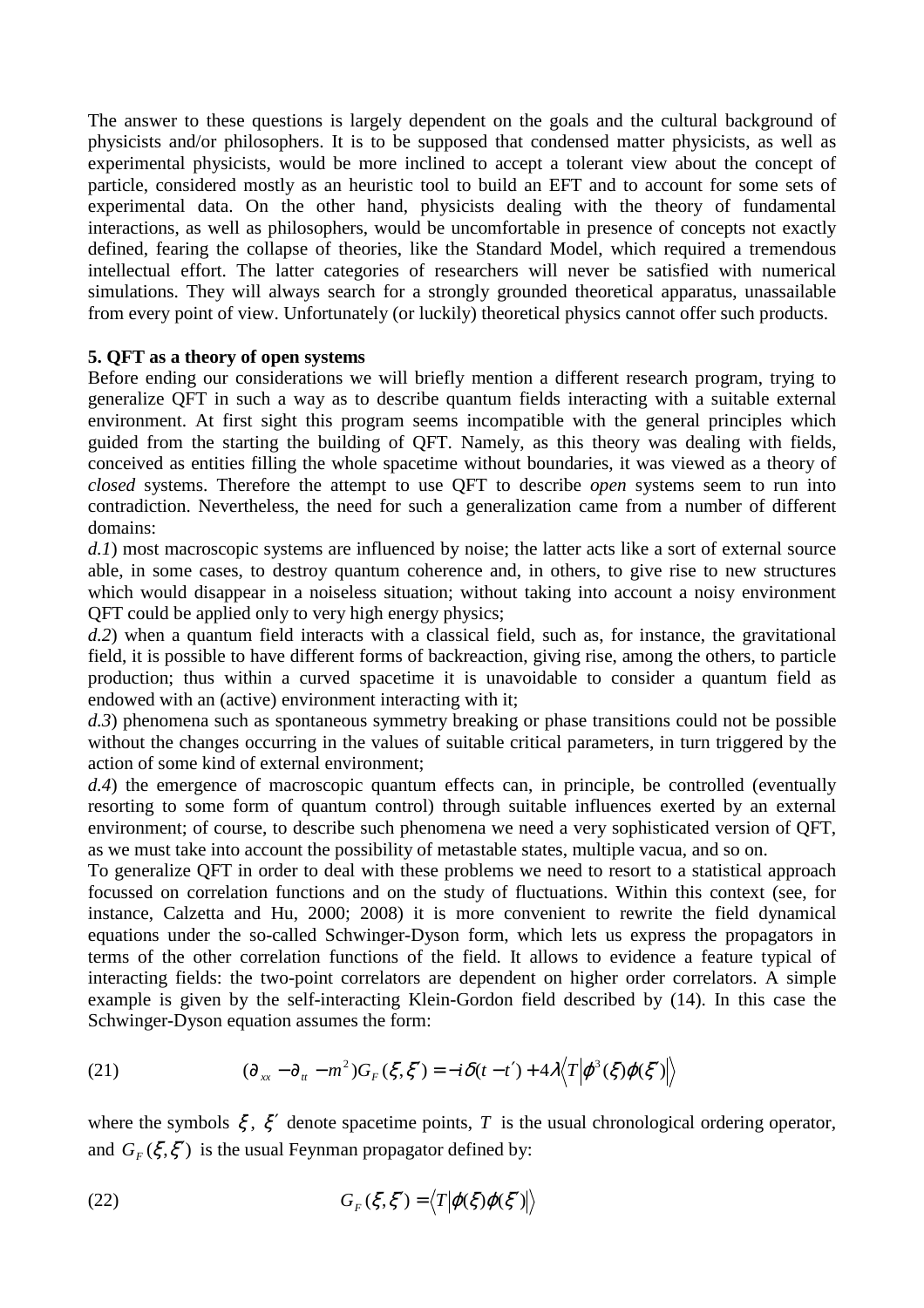The answer to these questions is largely dependent on the goals and the cultural background of physicists and/or philosophers. It is to be supposed that condensed matter physicists, as well as experimental physicists, would be more inclined to accept a tolerant view about the concept of particle, considered mostly as an heuristic tool to build an EFT and to account for some sets of experimental data. On the other hand, physicists dealing with the theory of fundamental interactions, as well as philosophers, would be uncomfortable in presence of concepts not exactly defined, fearing the collapse of theories, like the Standard Model, which required a tremendous intellectual effort. The latter categories of researchers will never be satisfied with numerical simulations. They will always search for a strongly grounded theoretical apparatus, unassailable from every point of view. Unfortunately (or luckily) theoretical physics cannot offer such products.

**5. QFT as a theory of open systems**

Before ending our considerations we will briefly mention a different research program, trying to generalize QFT in such a way as to describe quantum fields interacting with a suitable external environment. At first sight this program seems incompatible with the general principles which guided from the starting the building of QFT. Namely, as this theory was dealing with fields, conceived as entities filling the whole spacetime without boundaries, it was viewed as a theory of *closed* systems. Therefore the attempt to use QFT to describe *open* systems seem to run into contradiction. Nevertheless, the need for such a generalization came from a number of different domains:

*d.1*) most macroscopic systems are influenced by noise; the latter acts like a sort of external source able, in some cases, to destroy quantum coherence and, in others, to give rise to new structures which would disappear in a noiseless situation; without taking into account a noisy environment QFT could be applied only to very high energy physics;

*d.2*) when a quantum field interacts with a classical field, such as, for instance, the gravitational field, it is possible to have different forms of backreaction, giving rise, among the others, to particle production; thus within a curved spacetime it is unavoidable to consider a quantum field as endowed with an (active) environment interacting with it;

*d.3*) phenomena such as spontaneous symmetry breaking or phase transitions could not be possible without the changes occurring in the values of suitable critical parameters, in turn triggered by the action of some kind of external environment;

*d.4*) the emergence of macroscopic quantum effects can, in principle, be controlled (eventually resorting to some form of quantum control) through suitable influences exerted by an external environment; of course, to describe such phenomena we need a very sophisticated version of QFT, as we must take into account the possibility of metastable states, multiple vacua, and so on.

To generalize QFT in order to deal with these problems we need to resort to a statistical approach focussed on correlation functions and on the study of fluctuations. Within this context (see, for instance, Calzetta and Hu, 2000; 2008) it is more convenient to rewrite the field dynamical equations under the so-called Schwinger-Dyson form, which lets us express the propagators in terms of the other correlation functions of the field. It allows to evidence a feature typical of interacting fields: the two-point correlators are dependent on higher order correlators. A simple example is given by the self-interacting Klein-Gordon field described by (14). In this case the Schwinger-Dyson equation assumes the form:

$$(\partial_{xx} - \partial_{tt} - m^2) G_F(\xi, \xi') = -i\delta(t - t') + 4\lambda \langle T | \varphi^3(\xi)\varphi(\xi') | \rangle \tag{21}$$

where the symbols $\xi$, $\xi'$ denote spacetime points, $T$ is the usual chronological ordering operator, and $G_F(\xi, \xi')$ is the usual Feynman propagator defined by:

$$G_F(\xi, \xi') = \langle T | \varphi(\xi)\varphi(\xi') | \rangle \tag{22}$$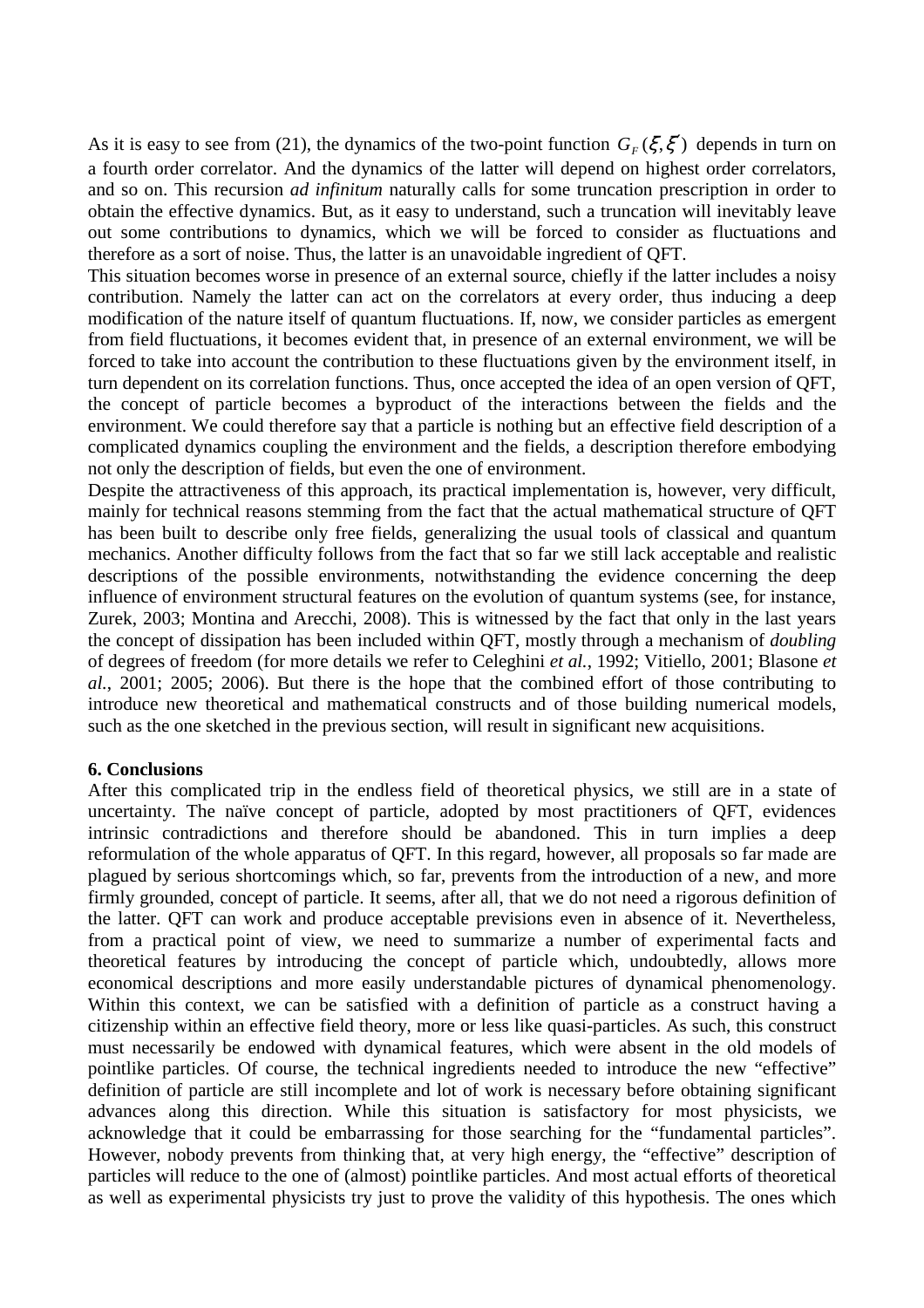As it is easy to see from (21), the dynamics of the two-point function $G_F(\xi,\xi')$ depends in turn on a fourth order correlator. And the dynamics of the latter will depend on highest order correlators, and so on. This recursion *ad infinitum* naturally calls for some truncation prescription in order to obtain the effective dynamics. But, as it easy to understand, such a truncation will inevitably leave out some contributions to dynamics, which we will be forced to consider as fluctuations and therefore as a sort of noise. Thus, the latter is an unavoidable ingredient of QFT.

This situation becomes worse in presence of an external source, chiefly if the latter includes a noisy contribution. Namely the latter can act on the correlators at every order, thus inducing a deep modification of the nature itself of quantum fluctuations. If, now, we consider particles as emergent from field fluctuations, it becomes evident that, in presence of an external environment, we will be forced to take into account the contribution to these fluctuations given by the environment itself, in turn dependent on its correlation functions. Thus, once accepted the idea of an open version of QFT, the concept of particle becomes a byproduct of the interactions between the fields and the environment. We could therefore say that a particle is nothing but an effective field description of a complicated dynamics coupling the environment and the fields, a description therefore embodying not only the description of fields, but even the one of environment.

Despite the attractiveness of this approach, its practical implementation is, however, very difficult, mainly for technical reasons stemming from the fact that the actual mathematical structure of QFT has been built to describe only free fields, generalizing the usual tools of classical and quantum mechanics. Another difficulty follows from the fact that so far we still lack acceptable and realistic descriptions of the possible environments, notwithstanding the evidence concerning the deep influence of environment structural features on the evolution of quantum systems (see, for instance, Zurek, 2003; Montina and Arecchi, 2008). This is witnessed by the fact that only in the last years the concept of dissipation has been included within QFT, mostly through a mechanism of *doubling* of degrees of freedom (for more details we refer to Celeghini *et al.*, 1992; Vitiello, 2001; Blasone *et al.*, 2001; 2005; 2006). But there is the hope that the combined effort of those contributing to introduce new theoretical and mathematical constructs and of those building numerical models, such as the one sketched in the previous section, will result in significant new acquisitions.

## 6. Conclusions

After this complicated trip in the endless field of theoretical physics, we still are in a state of uncertainty. The naïve concept of particle, adopted by most practitioners of QFT, evidences intrinsic contradictions and therefore should be abandoned. This in turn implies a deep reformulation of the whole apparatus of QFT. In this regard, however, all proposals so far made are plagued by serious shortcomings which, so far, prevents from the introduction of a new, and more firmly grounded, concept of particle. It seems, after all, that we do not need a rigorous definition of the latter. QFT can work and produce acceptable previsions even in absence of it. Nevertheless, from a practical point of view, we need to summarize a number of experimental facts and theoretical features by introducing the concept of particle which, undoubtedly, allows more economical descriptions and more easily understandable pictures of dynamical phenomenology. Within this context, we can be satisfied with a definition of particle as a construct having a citizenship within an effective field theory, more or less like quasi-particles. As such, this construct must necessarily be endowed with dynamical features, which were absent in the old models of pointlike particles. Of course, the technical ingredients needed to introduce the new "effective" definition of particle are still incomplete and lot of work is necessary before obtaining significant advances along this direction. While this situation is satisfactory for most physicists, we acknowledge that it could be embarrassing for those searching for the "fundamental particles". However, nobody prevents from thinking that, at very high energy, the "effective" description of particles will reduce to the one of (almost) pointlike particles. And most actual efforts of theoretical as well as experimental physicists try just to prove the validity of this hypothesis. The ones which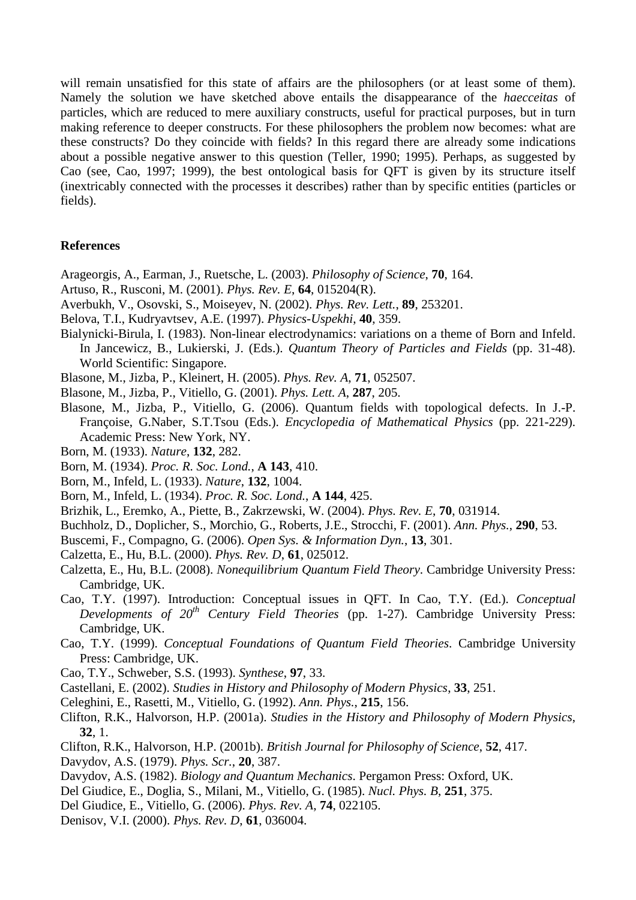will remain unsatisfied for this state of affairs are the philosophers (or at least some of them). Namely the solution we have sketched above entails the disappearance of the *haecceitas* of particles, which are reduced to mere auxiliary constructs, useful for practical purposes, but in turn making reference to deeper constructs. For these philosophers the problem now becomes: what are these constructs? Do they coincide with fields? In this regard there are already some indications about a possible negative answer to this question (Teller, 1990; 1995). Perhaps, as suggested by Cao (see, Cao, 1997; 1999), the best ontological basis for QFT is given by its structure itself (inextricably connected with the processes it describes) rather than by specific entities (particles or fields).

## References

Arageorgis, A., Earman, J., Ruetsche, L. (2003). *Philosophy of Science*, **70**, 164.

Artuso, R., Rusconi, M. (2001). *Phys. Rev. E*, **64**, 015204(R).

Averbukh, V., Osovski, S., Moiseyev, N. (2002). *Phys. Rev. Lett.*, **89**, 253201.

Belova, T.I., Kudryavtsev, A.E. (1997). *Physics-Uspekhi*, **40**, 359.

Bialynicki-Birula, I. (1983). Non-linear electrodynamics: variations on a theme of Born and Infeld. In Jancewicz, B., Lukierski, J. (Eds.). *Quantum Theory of Particles and Fields* (pp. 31-48). World Scientific: Singapore.

Blasone, M., Jizba, P., Kleinert, H. (2005). *Phys. Rev. A*, **71**, 052507.

Blasone, M., Jizba, P., Vitiello, G. (2001). *Phys. Lett. A*, **287**, 205.

Blasone, M., Jizba, P., Vitiello, G. (2006). Quantum fields with topological defects. In J.-P. Françoise, G.Naber, S.T.Tsou (Eds.). *Encyclopedia of Mathematical Physics* (pp. 221-229). Academic Press: New York, NY.

Born, M. (1933). *Nature*, **132**, 282.

Born, M. (1934). *Proc. R. Soc. Lond.*, **A 143**, 410.

Born, M., Infeld, L. (1933). *Nature*, **132**, 1004.

Born, M., Infeld, L. (1934). *Proc. R. Soc. Lond.*, **A 144**, 425.

Brizhik, L., Eremko, A., Piette, B., Zakrzewski, W. (2004). *Phys. Rev. E*, **70**, 031914.

Buchholz, D., Doplicher, S., Morchio, G., Roberts, J.E., Strocchi, F. (2001). *Ann. Phys.*, **290**, 53.

Buscemi, F., Compagno, G. (2006). *Open Sys. & Information Dyn.*, **13**, 301.

Calzetta, E., Hu, B.L. (2000). *Phys. Rev. D*, **61**, 025012.

Calzetta, E., Hu, B.L. (2008). *Nonequilibrium Quantum Field Theory*. Cambridge University Press: Cambridge, UK.

Cao, T.Y. (1997). Introduction: Conceptual issues in QFT. In Cao, T.Y. (Ed.). *Conceptual Developments of 20th Century Field Theories* (pp. 1-27). Cambridge University Press: Cambridge, UK.

Cao, T.Y. (1999). *Conceptual Foundations of Quantum Field Theories*. Cambridge University Press: Cambridge, UK.

Cao, T.Y., Schweber, S.S. (1993). *Synthese*, **97**, 33.

Castellani, E. (2002). *Studies in History and Philosophy of Modern Physics*, **33**, 251.

Celeghini, E., Rasetti, M., Vitiello, G. (1992). *Ann. Phys.*, **215**, 156.

Clifton, R.K., Halvorson, H.P. (2001a). *Studies in the History and Philosophy of Modern Physics*, **32**, 1.

Clifton, R.K., Halvorson, H.P. (2001b). *British Journal for Philosophy of Science*, **52**, 417.

Davydov, A.S. (1979). *Phys. Scr.*, **20**, 387.

Davydov, A.S. (1982). *Biology and Quantum Mechanics*. Pergamon Press: Oxford, UK.

Del Giudice, E., Doglia, S., Milani, M., Vitiello, G. (1985). *Nucl. Phys. B*, **251**, 375.

Del Giudice, E., Vitiello, G. (2006). *Phys. Rev. A*, **74**, 022105.

Denisov, V.I. (2000). *Phys. Rev. D*, **61**, 036004.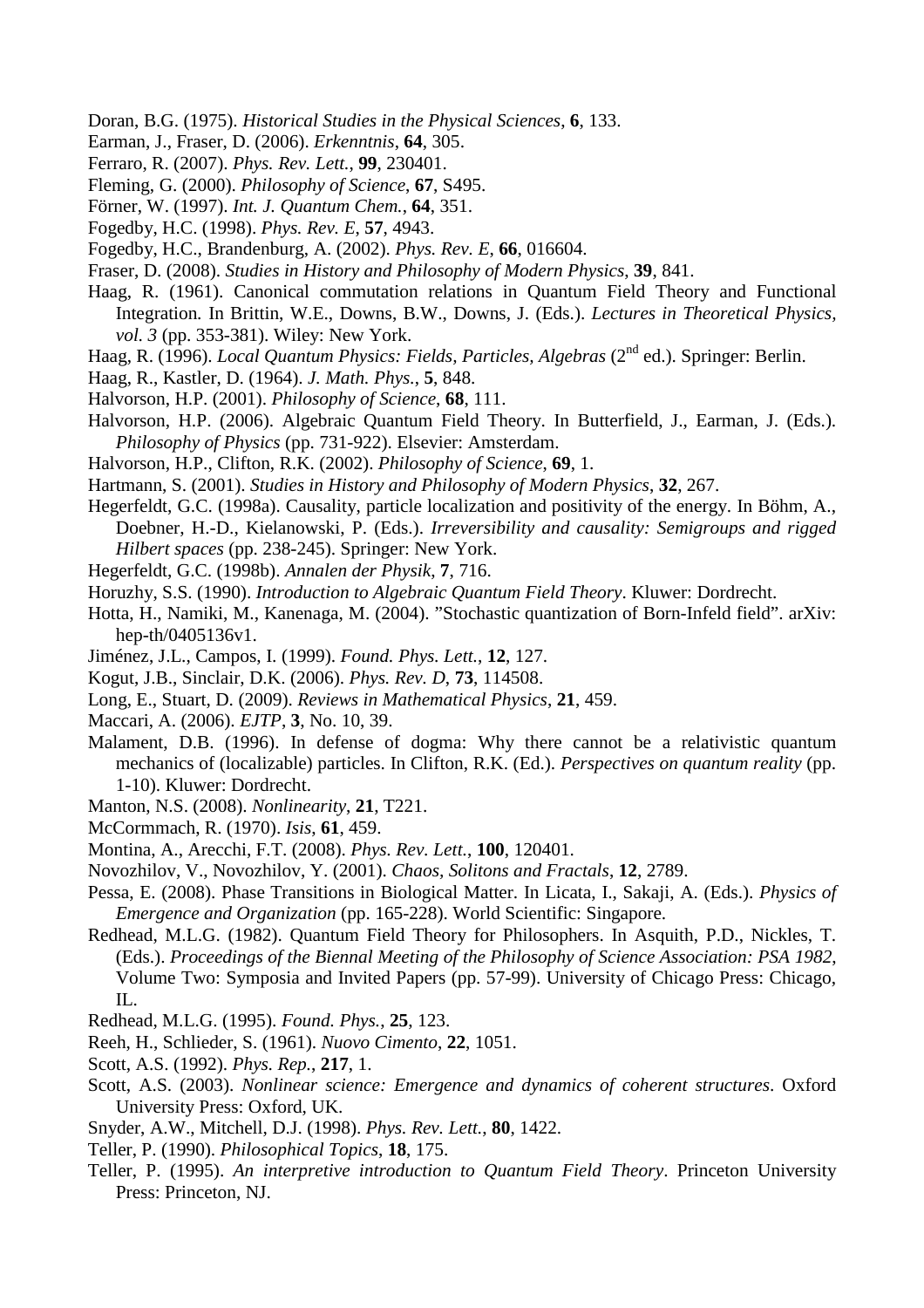Doran, B.G. (1975). *Historical Studies in the Physical Sciences*, **6**, 133.

Earman, J., Fraser, D. (2006). *Erkenntnis*, **64**, 305.

Ferraro, R. (2007). *Phys. Rev. Lett.*, **99**, 230401.

Fleming, G. (2000). *Philosophy of Science*, **67**, S495.

Förner, W. (1997). *Int. J. Quantum Chem.*, **64**, 351.

Fogedby, H.C. (1998). *Phys. Rev. E*, **57**, 4943.

Fogedby, H.C., Brandenburg, A. (2002). *Phys. Rev. E*, **66**, 016604.

Fraser, D. (2008). *Studies in History and Philosophy of Modern Physics*, **39**, 841.

Haag, R. (1961). Canonical commutation relations in Quantum Field Theory and Functional Integration. In Brittin, W.E., Downs, B.W., Downs, J. (Eds.). *Lectures in Theoretical Physics, vol. 3* (pp. 353-381). Wiley: New York.

Haag, R. (1996). *Local Quantum Physics: Fields, Particles, Algebras* (2nd ed.). Springer: Berlin.

Haag, R., Kastler, D. (1964). *J. Math. Phys.*, **5**, 848.

Halvorson, H.P. (2001). *Philosophy of Science*, **68**, 111.

Halvorson, H.P. (2006). Algebraic Quantum Field Theory. In Butterfield, J., Earman, J. (Eds.). *Philosophy of Physics* (pp. 731-922). Elsevier: Amsterdam.

Halvorson, H.P., Clifton, R.K. (2002). *Philosophy of Science*, **69**, 1.

Hartmann, S. (2001). *Studies in History and Philosophy of Modern Physics*, **32**, 267.

Hegerfeldt, G.C. (1998a). Causality, particle localization and positivity of the energy. In Böhm, A., Doebner, H.-D., Kielanowski, P. (Eds.). *Irreversibility and causality: Semigroups and rigged Hilbert spaces* (pp. 238-245). Springer: New York.

Hegerfeldt, G.C. (1998b). *Annalen der Physik*, **7**, 716.

Horuzhy, S.S. (1990). *Introduction to Algebraic Quantum Field Theory*. Kluwer: Dordrecht.

Hotta, H., Namiki, M., Kanenaga, M. (2004). "Stochastic quantization of Born-Infeld field". arXiv: hep-th/0405136v1.

Jiménez, J.L., Campos, I. (1999). *Found. Phys. Lett.*, **12**, 127.

Kogut, J.B., Sinclair, D.K. (2006). *Phys. Rev. D*, **73**, 114508.

Long, E., Stuart, D. (2009). *Reviews in Mathematical Physics*, **21**, 459.

Maccari, A. (2006). *EJTP*, **3**, No. 10, 39.

Malament, D.B. (1996). In defense of dogma: Why there cannot be a relativistic quantum mechanics of (localizable) particles. In Clifton, R.K. (Ed.). *Perspectives on quantum reality* (pp. 1-10). Kluwer: Dordrecht.

Manton, N.S. (2008). *Nonlinearity*, **21**, T221.

McCormmach, R. (1970). *Isis*, **61**, 459.

Montina, A., Arecchi, F.T. (2008). *Phys. Rev. Lett.*, **100**, 120401.

Novozhilov, V., Novozhilov, Y. (2001). *Chaos, Solitons and Fractals*, **12**, 2789.

Pessa, E. (2008). Phase Transitions in Biological Matter. In Licata, I., Sakaji, A. (Eds.). *Physics of Emergence and Organization* (pp. 165-228). World Scientific: Singapore.

Redhead, M.L.G. (1982). Quantum Field Theory for Philosophers. In Asquith, P.D., Nickles, T. (Eds.). *Proceedings of the Biennal Meeting of the Philosophy of Science Association: PSA 1982*, Volume Two: Symposia and Invited Papers (pp. 57-99). University of Chicago Press: Chicago, IL.

Redhead, M.L.G. (1995). *Found. Phys.*, **25**, 123.

Reeh, H., Schlieder, S. (1961). *Nuovo Cimento*, **22**, 1051.

Scott, A.S. (1992). *Phys. Rep.*, **217**, 1.

Scott, A.S. (2003). *Nonlinear science: Emergence and dynamics of coherent structures*. Oxford University Press: Oxford, UK.

Snyder, A.W., Mitchell, D.J. (1998). *Phys. Rev. Lett.*, **80**, 1422.

Teller, P. (1990). *Philosophical Topics*, **18**, 175.

Teller, P. (1995). *An interpretive introduction to Quantum Field Theory*. Princeton University Press: Princeton, NJ.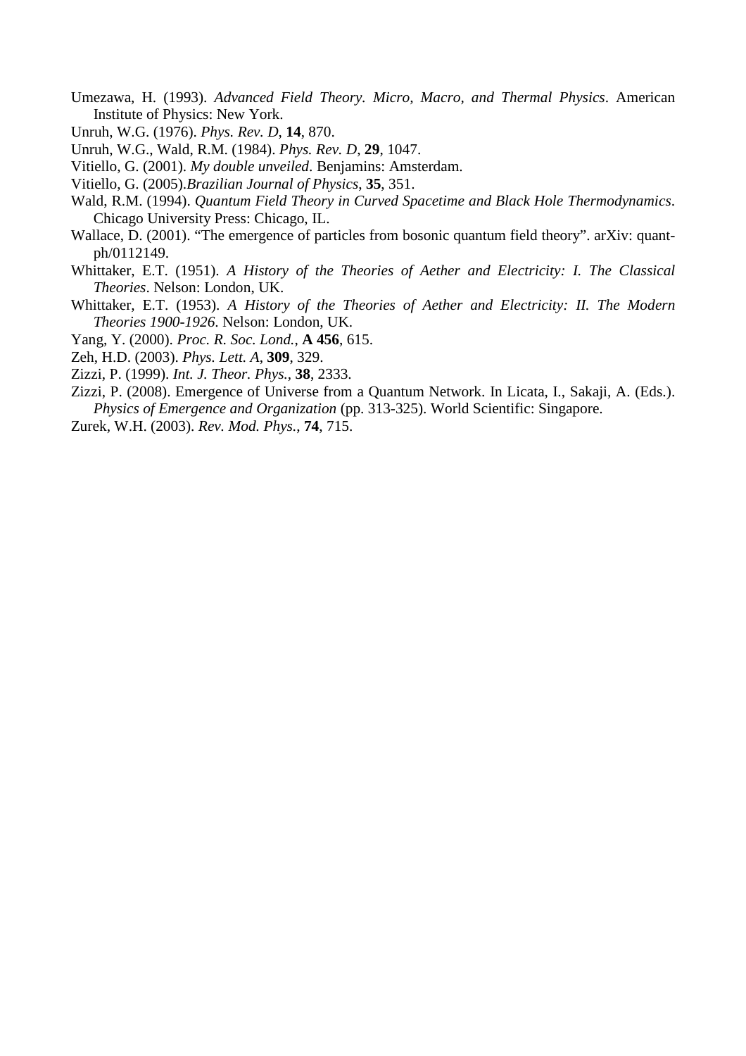Umezawa, H. (1993). *Advanced Field Theory. Micro, Macro, and Thermal Physics*. American Institute of Physics: New York.

Unruh, W.G. (1976). *Phys. Rev. D*, **14**, 870.

Unruh, W.G., Wald, R.M. (1984). *Phys. Rev. D*, **29**, 1047.

Vitiello, G. (2001). *My double unveiled*. Benjamins: Amsterdam.

Vitiello, G. (2005).*Brazilian Journal of Physics*, **35**, 351.

Wald, R.M. (1994). *Quantum Field Theory in Curved Spacetime and Black Hole Thermodynamics*. Chicago University Press: Chicago, IL.

Wallace, D. (2001). "The emergence of particles from bosonic quantum field theory". arXiv: quant-ph/0112149.

Whittaker, E.T. (1951). *A History of the Theories of Aether and Electricity: I. The Classical Theories*. Nelson: London, UK.

Whittaker, E.T. (1953). *A History of the Theories of Aether and Electricity: II. The Modern Theories 1900-1926*. Nelson: London, UK.

Yang, Y. (2000). *Proc. R. Soc. Lond.*, **A 456**, 615.

Zeh, H.D. (2003). *Phys. Lett. A*, **309**, 329.

Zizzi, P. (1999). *Int. J. Theor. Phys.*, **38**, 2333.

Zizzi, P. (2008). Emergence of Universe from a Quantum Network. In Licata, I., Sakaji, A. (Eds.). *Physics of Emergence and Organization* (pp. 313-325). World Scientific: Singapore.

Zurek, W.H. (2003). *Rev. Mod. Phys.*, **74**, 715.